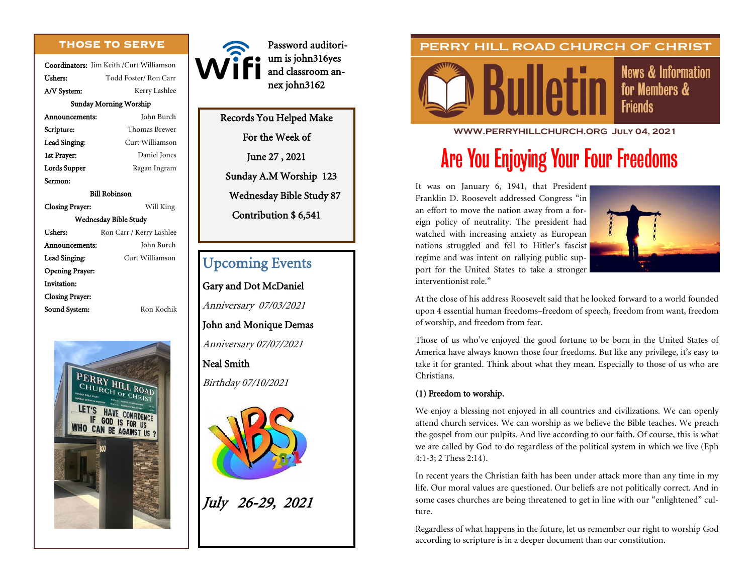## THOSE TO SERVE

| | |
|---|---|
| Coordinators: | Jim Keith /Curt Williamson |
| Ushers: | Todd Foster/ Ron Carr |
| A/V System: | Kerry Lashlee |

**Sunday Morning Worship**

| | |
|---|---|
| Announcements: | John Burch |
| Scripture: | Thomas Brewer |
| Lead Singing: | Curt Williamson |
| 1st Prayer: | Daniel Jones |
| Lords Supper | Ragan Ingram |
| Sermon: | Bill Robinson |
| Closing Prayer: | Will King |

**Wednesday Bible Study**

| | |
|---|---|
| Ushers: | Ron Carr / Kerry Lashlee |
| Announcements: | John Burch |
| Lead Singing: | Curt Williamson |
| Opening Prayer: | |
| Invitation: | |
| Closing Prayer: | |
| Sound System: | Ron Kochik |

Wifi

Password auditorium is john316yes and classroom annex john3162

Records You Helped Make
For the Week of
June 27 , 2021
Sunday A.M Worship 123
Wednesday Bible Study 87
Contribution $ 6,541

## Upcoming Events

Gary and Dot McDaniel
*Anniversary 07/03/2021*

John and Monique Demas
*Anniversary 07/07/2021*

Neal Smith
*Birthday 07/10/2021*

VBS 2021
*July 26-29, 2021*

PERRY HILL ROAD CHURCH OF CHRIST

# Bulletin

News & Information for Members & Friends

WWW.PERRYHILLCHURCH.ORG July 04, 2021

# Are You Enjoying Your Four Freedoms

It was on January 6, 1941, that President Franklin D. Roosevelt addressed Congress "in an effort to move the nation away from a foreign policy of neutrality. The president had watched with increasing anxiety as European nations struggled and fell to Hitler's fascist regime and was intent on rallying public support for the United States to take a stronger interventionist role."

At the close of his address Roosevelt said that he looked forward to a world founded upon 4 essential human freedoms–freedom of speech, freedom from want, freedom of worship, and freedom from fear.

Those of us who've enjoyed the good fortune to be born in the United States of America have always known those four freedoms. But like any privilege, it's easy to take it for granted. Think about what they mean. Especially to those of us who are Christians.

**(1) Freedom to worship.**

We enjoy a blessing not enjoyed in all countries and civilizations. We can openly attend church services. We can worship as we believe the Bible teaches. We preach the gospel from our pulpits. And live according to our faith. Of course, this is what we are called by God to do regardless of the political system in which we live (Eph 4:1-3; 2 Thess 2:14).

In recent years the Christian faith has been under attack more than any time in my life. Our moral values are questioned. Our beliefs are not politically correct. And in some cases churches are being threatened to get in line with our "enlightened" culture.

Regardless of what happens in the future, let us remember our right to worship God according to scripture is in a deeper document than our constitution.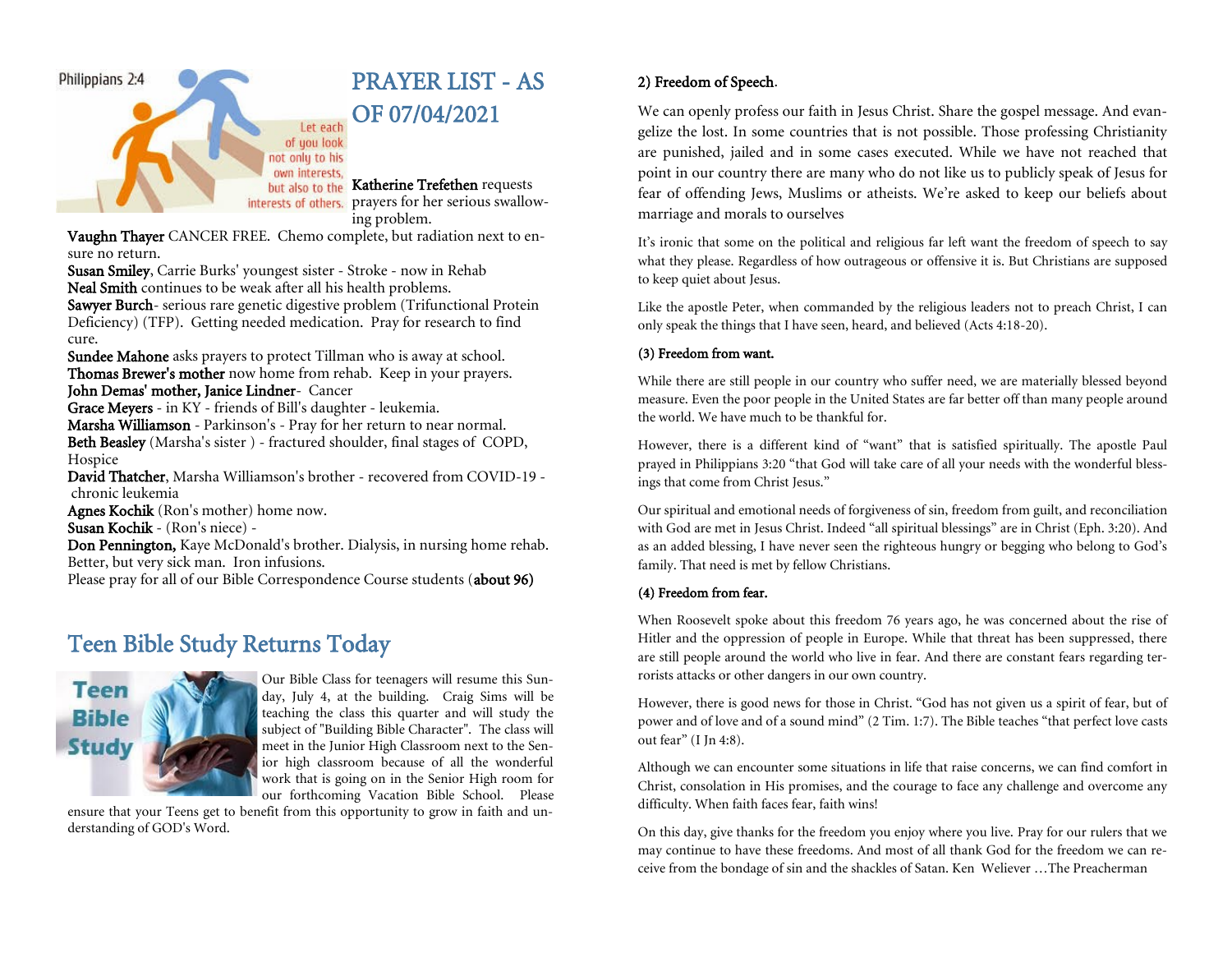# PRAYER LIST - AS OF 07/04/2021

Philippians 2:4

Let each of you look not only to his own interests, but also to the interests of others.

**Katherine Trefethen** requests prayers for her serious swallowing problem.

**Vaughn Thayer** CANCER FREE. Chemo complete, but radiation next to ensure no return.
**Susan Smiley**, Carrie Burks' youngest sister - Stroke - now in Rehab
**Neal Smith** continues to be weak after all his health problems.
**Sawyer Burch**- serious rare genetic digestive problem (Trifunctional Protein Deficiency) (TFP). Getting needed medication. Pray for research to find cure.
**Sundee Mahone** asks prayers to protect Tillman who is away at school.
**Thomas Brewer's mother** now home from rehab. Keep in your prayers.
**John Demas' mother, Janice Lindner**- Cancer
**Grace Meyers** - in KY - friends of Bill's daughter - leukemia.
**Marsha Williamson** - Parkinson's - Pray for her return to near normal.
**Beth Beasley** (Marsha's sister ) - fractured shoulder, final stages of COPD, Hospice
**David Thatcher**, Marsha Williamson's brother - recovered from COVID-19 - chronic leukemia
**Agnes Kochik** (Ron's mother) home now.
**Susan Kochik** - (Ron's niece) -
**Don Pennington,** Kaye McDonald's brother. Dialysis, in nursing home rehab. Better, but very sick man. Iron infusions.
Please pray for all of our Bible Correspondence Course students (**about 96)**

## Teen Bible Study Returns Today

Our Bible Class for teenagers will resume this Sunday, July 4, at the building. Craig Sims will be teaching the class this quarter and will study the subject of "Building Bible Character". The class will meet in the Junior High Classroom next to the Senior high classroom because of all the wonderful work that is going on in the Senior High room for our forthcoming Vacation Bible School. Please ensure that your Teens get to benefit from this opportunity to grow in faith and understanding of GOD's Word.

### 2) Freedom of Speech.

We can openly profess our faith in Jesus Christ. Share the gospel message. And evangelize the lost. In some countries that is not possible. Those professing Christianity are punished, jailed and in some cases executed. While we have not reached that point in our country there are many who do not like us to publicly speak of Jesus for fear of offending Jews, Muslims or atheists. We're asked to keep our beliefs about marriage and morals to ourselves

It's ironic that some on the political and religious far left want the freedom of speech to say what they please. Regardless of how outrageous or offensive it is. But Christians are supposed to keep quiet about Jesus.

Like the apostle Peter, when commanded by the religious leaders not to preach Christ, I can only speak the things that I have seen, heard, and believed (Acts 4:18-20).

### (3) Freedom from want.

While there are still people in our country who suffer need, we are materially blessed beyond measure. Even the poor people in the United States are far better off than many people around the world. We have much to be thankful for.

However, there is a different kind of "want" that is satisfied spiritually. The apostle Paul prayed in Philippians 3:20 "that God will take care of all your needs with the wonderful blessings that come from Christ Jesus."

Our spiritual and emotional needs of forgiveness of sin, freedom from guilt, and reconciliation with God are met in Jesus Christ. Indeed "all spiritual blessings" are in Christ (Eph. 3:20). And as an added blessing, I have never seen the righteous hungry or begging who belong to God's family. That need is met by fellow Christians.

### (4) Freedom from fear.

When Roosevelt spoke about this freedom 76 years ago, he was concerned about the rise of Hitler and the oppression of people in Europe. While that threat has been suppressed, there are still people around the world who live in fear. And there are constant fears regarding terrorists attacks or other dangers in our own country.

However, there is good news for those in Christ. "God has not given us a spirit of fear, but of power and of love and of a sound mind" (2 Tim. 1:7). The Bible teaches "that perfect love casts out fear" (I Jn 4:8).

Although we can encounter some situations in life that raise concerns, we can find comfort in Christ, consolation in His promises, and the courage to face any challenge and overcome any difficulty. When faith faces fear, faith wins!

On this day, give thanks for the freedom you enjoy where you live. Pray for our rulers that we may continue to have these freedoms. And most of all thank God for the freedom we can receive from the bondage of sin and the shackles of Satan. Ken Weliever …The Preacherman